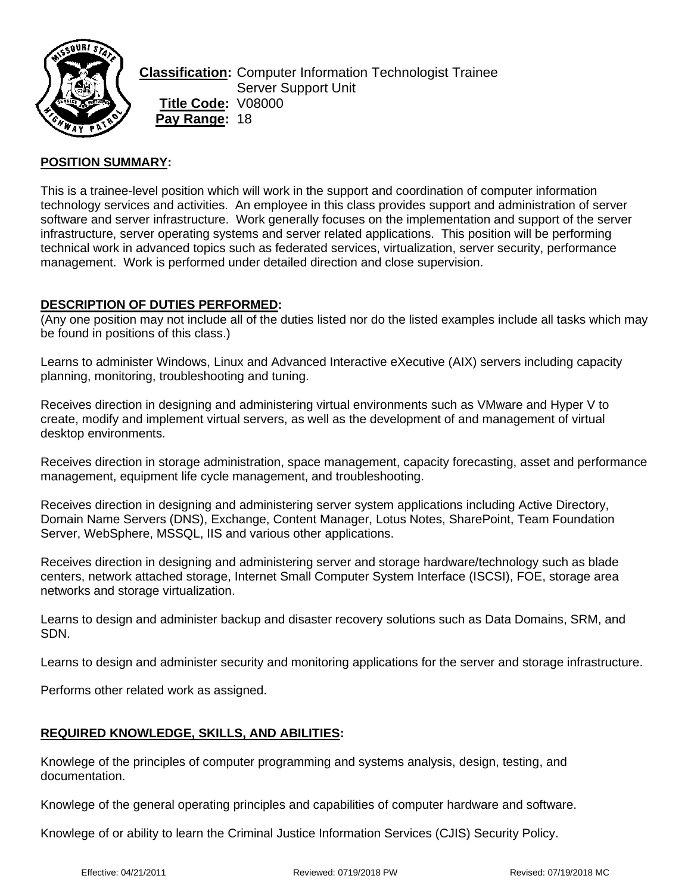**Classification:** Computer Information Technologist Trainee
Server Support Unit
**Title Code:** V08000
**Pay Range:** 18

## POSITION SUMMARY:

This is a trainee-level position which will work in the support and coordination of computer information technology services and activities. An employee in this class provides support and administration of server software and server infrastructure. Work generally focuses on the implementation and support of the server infrastructure, server operating systems and server related applications. This position will be performing technical work in advanced topics such as federated services, virtualization, server security, performance management. Work is performed under detailed direction and close supervision.

## DESCRIPTION OF DUTIES PERFORMED:

(Any one position may not include all of the duties listed nor do the listed examples include all tasks which may be found in positions of this class.)

Learns to administer Windows, Linux and Advanced Interactive eXecutive (AIX) servers including capacity planning, monitoring, troubleshooting and tuning.

Receives direction in designing and administering virtual environments such as VMware and Hyper V to create, modify and implement virtual servers, as well as the development of and management of virtual desktop environments.

Receives direction in storage administration, space management, capacity forecasting, asset and performance management, equipment life cycle management, and troubleshooting.

Receives direction in designing and administering server system applications including Active Directory, Domain Name Servers (DNS), Exchange, Content Manager, Lotus Notes, SharePoint, Team Foundation Server, WebSphere, MSSQL, IIS and various other applications.

Receives direction in designing and administering server and storage hardware/technology such as blade centers, network attached storage, Internet Small Computer System Interface (ISCSI), FOE, storage area networks and storage virtualization.

Learns to design and administer backup and disaster recovery solutions such as Data Domains, SRM, and SDN.

Learns to design and administer security and monitoring applications for the server and storage infrastructure.

Performs other related work as assigned.

## REQUIRED KNOWLEDGE, SKILLS, AND ABILITIES:

Knowlege of the principles of computer programming and systems analysis, design, testing, and documentation.

Knowlege of the general operating principles and capabilities of computer hardware and software.

Knowlege of or ability to learn the Criminal Justice Information Services (CJIS) Security Policy.

Effective: 04/21/2011 Reviewed: 0719/2018 PW Revised: 07/19/2018 MC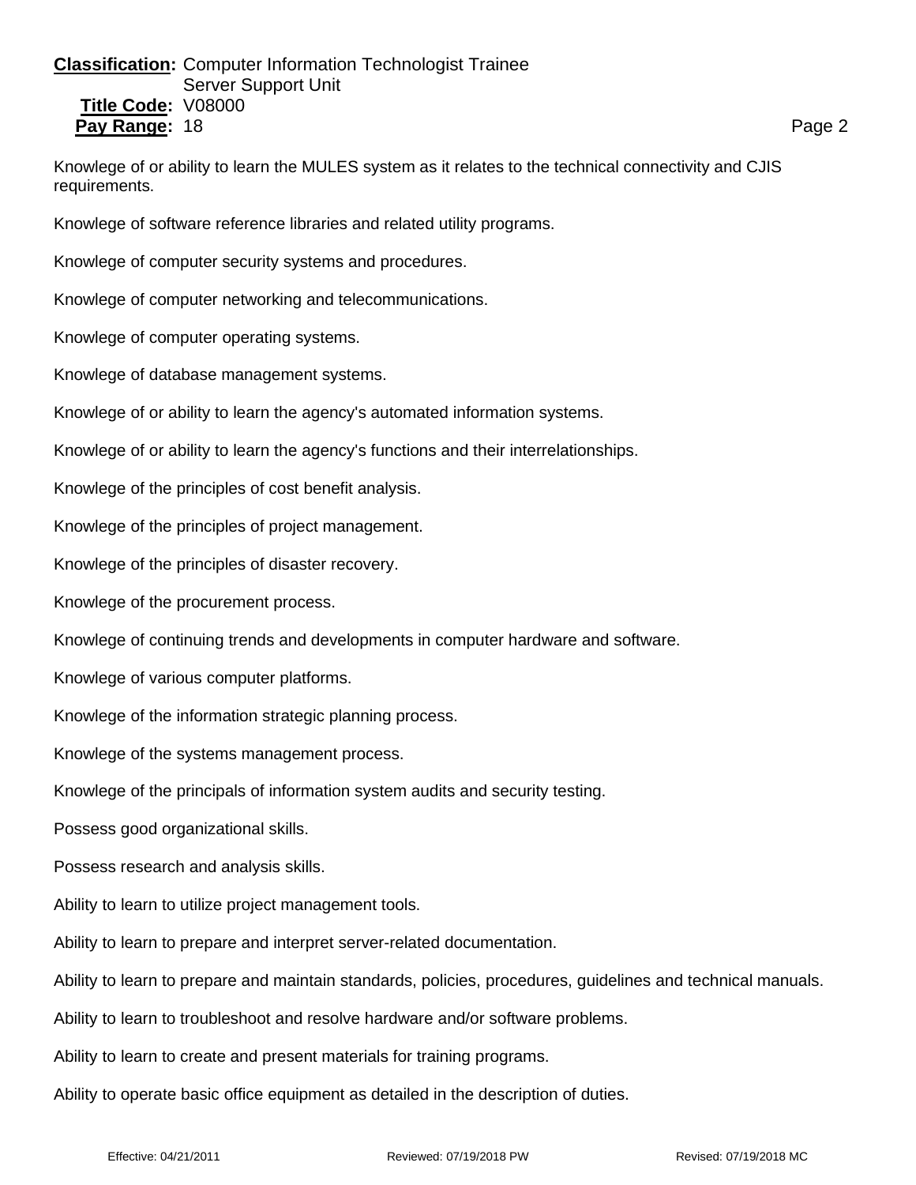**Classification:** Computer Information Technologist Trainee
Server Support Unit
**Title Code:** V08000
**Pay Range:** 18

Knowlege of or ability to learn the MULES system as it relates to the technical connectivity and CJIS requirements.

Knowlege of software reference libraries and related utility programs.

Knowlege of computer security systems and procedures.

Knowlege of computer networking and telecommunications.

Knowlege of computer operating systems.

Knowlege of database management systems.

Knowlege of or ability to learn the agency's automated information systems.

Knowlege of or ability to learn the agency's functions and their interrelationships.

Knowlege of the principles of cost benefit analysis.

Knowlege of the principles of project management.

Knowlege of the principles of disaster recovery.

Knowlege of the procurement process.

Knowlege of continuing trends and developments in computer hardware and software.

Knowlege of various computer platforms.

Knowlege of the information strategic planning process.

Knowlege of the systems management process.

Knowlege of the principals of information system audits and security testing.

Possess good organizational skills.

Possess research and analysis skills.

Ability to learn to utilize project management tools.

Ability to learn to prepare and interpret server-related documentation.

Ability to learn to prepare and maintain standards, policies, procedures, guidelines and technical manuals.

Ability to learn to troubleshoot and resolve hardware and/or software problems.

Ability to learn to create and present materials for training programs.

Ability to operate basic office equipment as detailed in the description of duties.

Effective: 04/21/2011 Reviewed: 07/19/2018 PW Revised: 07/19/2018 MC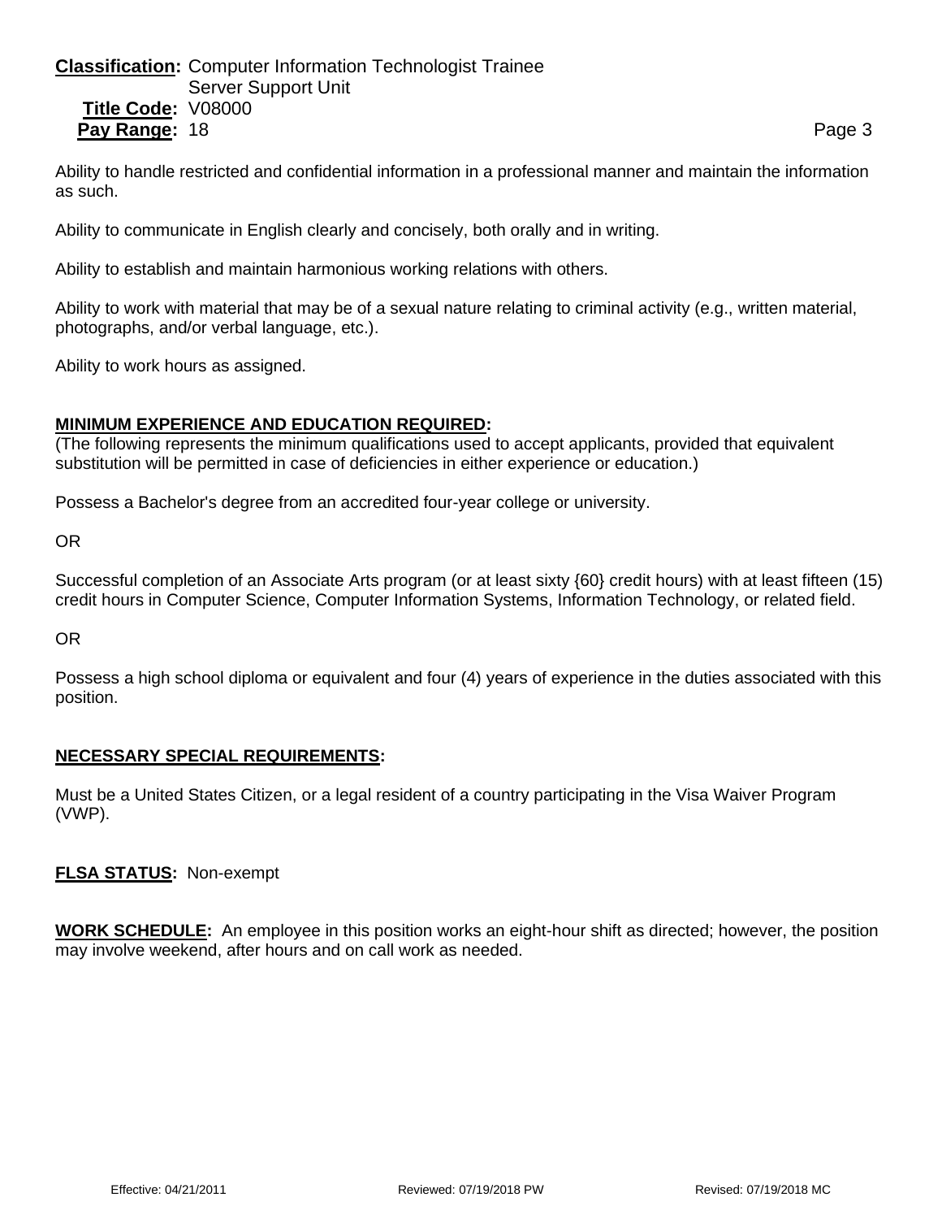Ability to handle restricted and confidential information in a professional manner and maintain the information as such.

Ability to communicate in English clearly and concisely, both orally and in writing.

Ability to establish and maintain harmonious working relations with others.

Ability to work with material that may be of a sexual nature relating to criminal activity (e.g., written material, photographs, and/or verbal language, etc.).

Ability to work hours as assigned.

**MINIMUM EXPERIENCE AND EDUCATION REQUIRED:**

(The following represents the minimum qualifications used to accept applicants, provided that equivalent substitution will be permitted in case of deficiencies in either experience or education.)

Possess a Bachelor's degree from an accredited four-year college or university.

OR

Successful completion of an Associate Arts program (or at least sixty {60} credit hours) with at least fifteen (15) credit hours in Computer Science, Computer Information Systems, Information Technology, or related field.

OR

Possess a high school diploma or equivalent and four (4) years of experience in the duties associated with this position.

**NECESSARY SPECIAL REQUIREMENTS:**

Must be a United States Citizen, or a legal resident of a country participating in the Visa Waiver Program (VWP).

**FLSA STATUS:** Non-exempt

**WORK SCHEDULE:** An employee in this position works an eight-hour shift as directed; however, the position may involve weekend, after hours and on call work as needed.